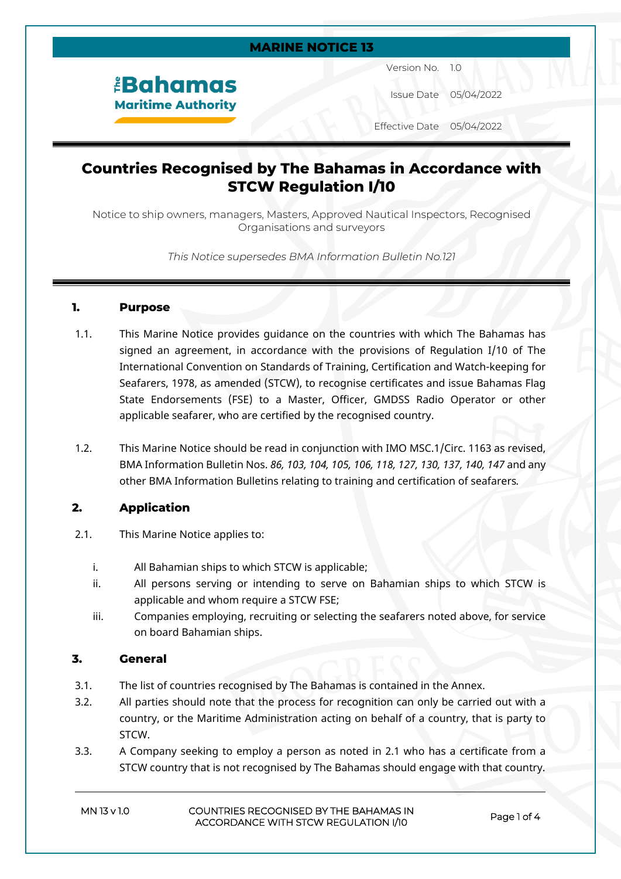**MARINE NOTICE 13**

The Bahamas Maritime Authority

| | |
|---|---|
| Version No. | 1.0 |
| Issue Date | 05/04/2022 |
| Effective Date | 05/04/2022 |

# Countries Recognised by The Bahamas in Accordance with STCW Regulation I/10

Notice to ship owners, managers, Masters, Approved Nautical Inspectors, Recognised Organisations and surveyors

*This Notice supersedes BMA Information Bulletin No.121*

## 1. Purpose

1.1. This Marine Notice provides guidance on the countries with which The Bahamas has signed an agreement, in accordance with the provisions of Regulation I/10 of The International Convention on Standards of Training, Certification and Watch-keeping for Seafarers, 1978, as amended (STCW), to recognise certificates and issue Bahamas Flag State Endorsements (FSE) to a Master, Officer, GMDSS Radio Operator or other applicable seafarer, who are certified by the recognised country.

1.2. This Marine Notice should be read in conjunction with IMO MSC.1/Circ. 1163 as revised, BMA Information Bulletin Nos. *86, 103, 104, 105, 106, 118, 127, 130, 137, 140, 147* and any other BMA Information Bulletins relating to training and certification of seafarers.

## 2. Application

2.1. This Marine Notice applies to:

i. All Bahamian ships to which STCW is applicable;

ii. All persons serving or intending to serve on Bahamian ships to which STCW is applicable and whom require a STCW FSE;

iii. Companies employing, recruiting or selecting the seafarers noted above, for service on board Bahamian ships.

## 3. General

3.1. The list of countries recognised by The Bahamas is contained in the Annex.

3.2. All parties should note that the process for recognition can only be carried out with a country, or the Maritime Administration acting on behalf of a country, that is party to STCW.

3.3. A Company seeking to employ a person as noted in 2.1 who has a certificate from a STCW country that is not recognised by The Bahamas should engage with that country.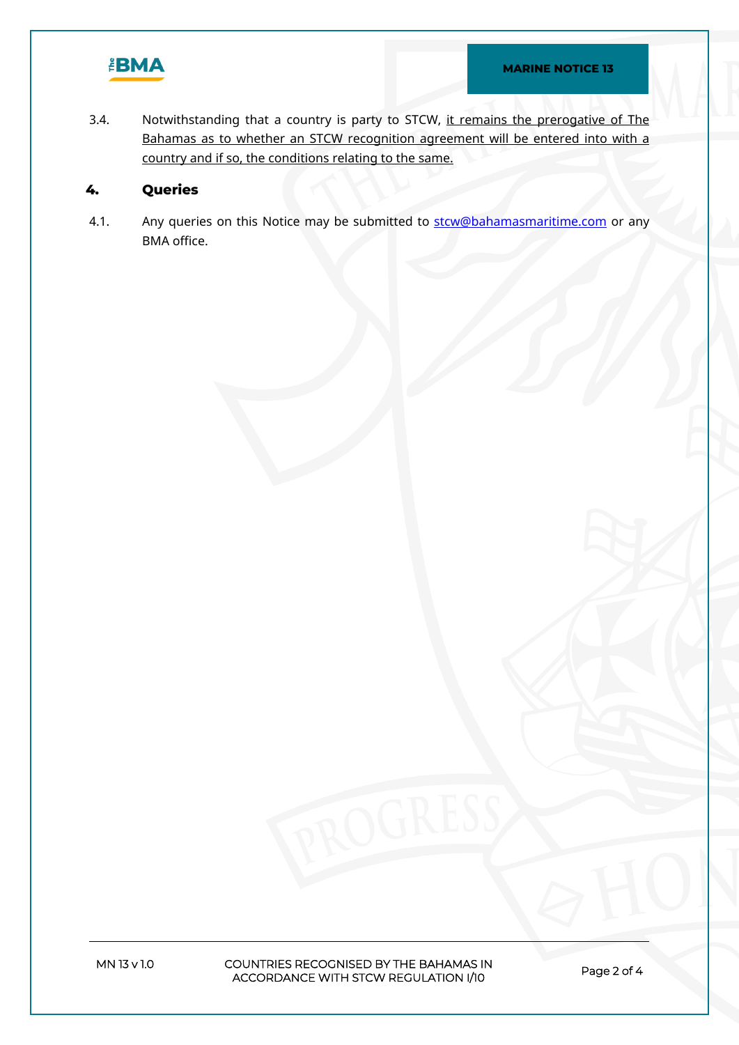3.4. Notwithstanding that a country is party to STCW, <u>it remains the prerogative of The Bahamas as to whether an STCW recognition agreement will be entered into with a country and if so, the conditions relating to the same.</u>

## 4. Queries

4.1. Any queries on this Notice may be submitted to [stcw@bahamasmaritime.com](mailto:stcw@bahamasmaritime.com) or any BMA office.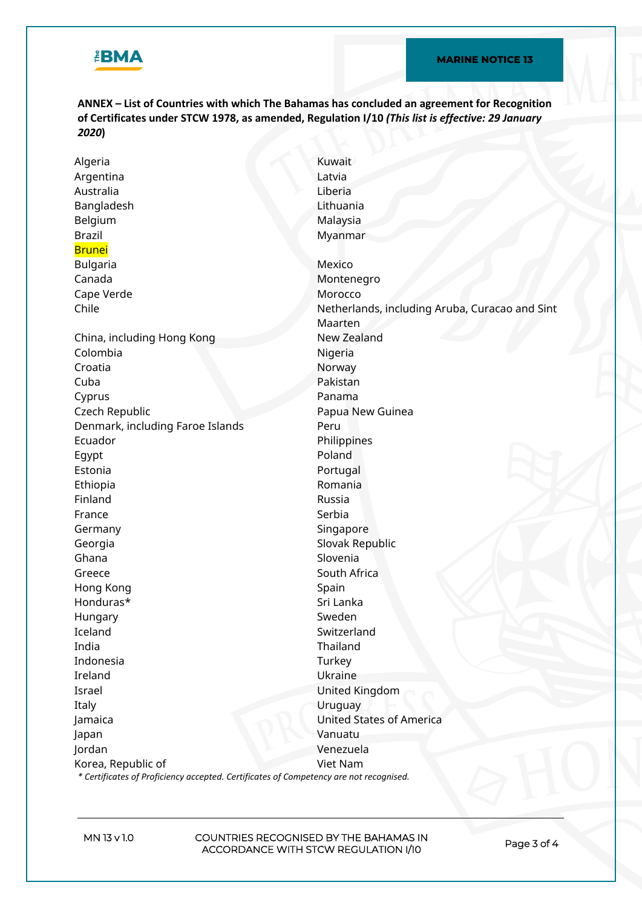**ANNEX – List of Countries with which The Bahamas has concluded an agreement for Recognition of Certificates under STCW 1978, as amended, Regulation I/10** ***(This list is effective: 29 January 2020)***

- Algeria
- Argentina
- Australia
- Bangladesh
- Belgium
- Brazil
- Brunei
- Bulgaria
- Canada
- Cape Verde
- Chile
- China, including Hong Kong
- Colombia
- Croatia
- Cuba
- Cyprus
- Czech Republic
- Denmark, including Faroe Islands
- Ecuador
- Egypt
- Estonia
- Ethiopia
- Finland
- France
- Germany
- Georgia
- Ghana
- Greece
- Hong Kong
- Honduras*
- Hungary
- Iceland
- India
- Indonesia
- Ireland
- Israel
- Italy
- Jamaica
- Japan
- Jordan
- Korea, Republic of
- Kuwait
- Latvia
- Liberia
- Lithuania
- Malaysia
- Myanmar
- Mexico
- Montenegro
- Morocco
- Netherlands, including Aruba, Curacao and Sint Maarten
- New Zealand
- Nigeria
- Norway
- Pakistan
- Panama
- Papua New Guinea
- Peru
- Philippines
- Poland
- Portugal
- Romania
- Russia
- Serbia
- Singapore
- Slovak Republic
- Slovenia
- South Africa
- Spain
- Sri Lanka
- Sweden
- Switzerland
- Thailand
- Turkey
- Ukraine
- United Kingdom
- Uruguay
- United States of America
- Vanuatu
- Venezuela
- Viet Nam

*\* Certificates of Proficiency accepted. Certificates of Competency are not recognised.*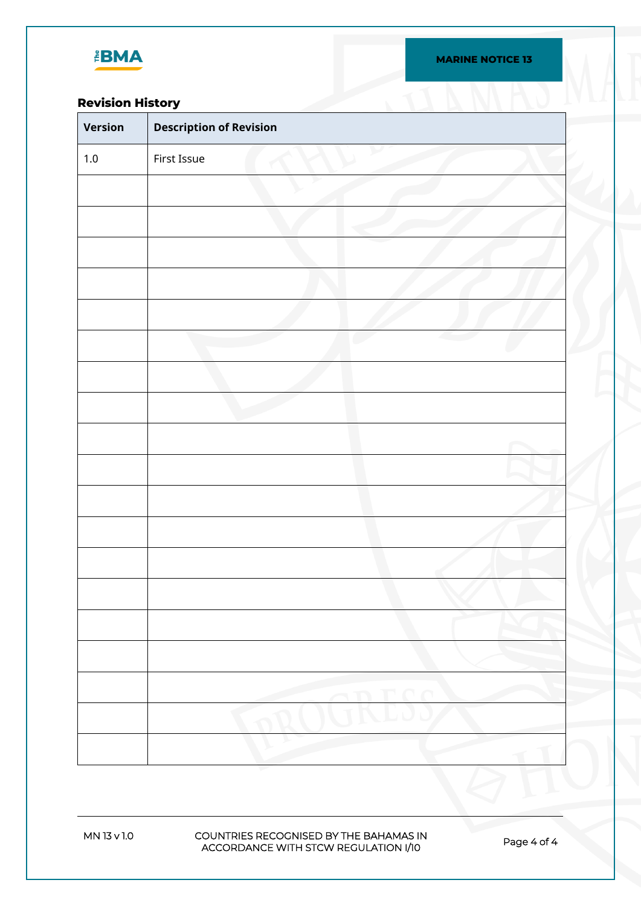## Revision History

| Version | Description of Revision |
|---|---|
| 1.0 | First Issue |
| | |
| | |
| | |
| | |
| | |
| | |
| | |
| | |
| | |
| | |
| | |
| | |
| | |
| | |
| | |
| | |
| | |
| | |
| | |